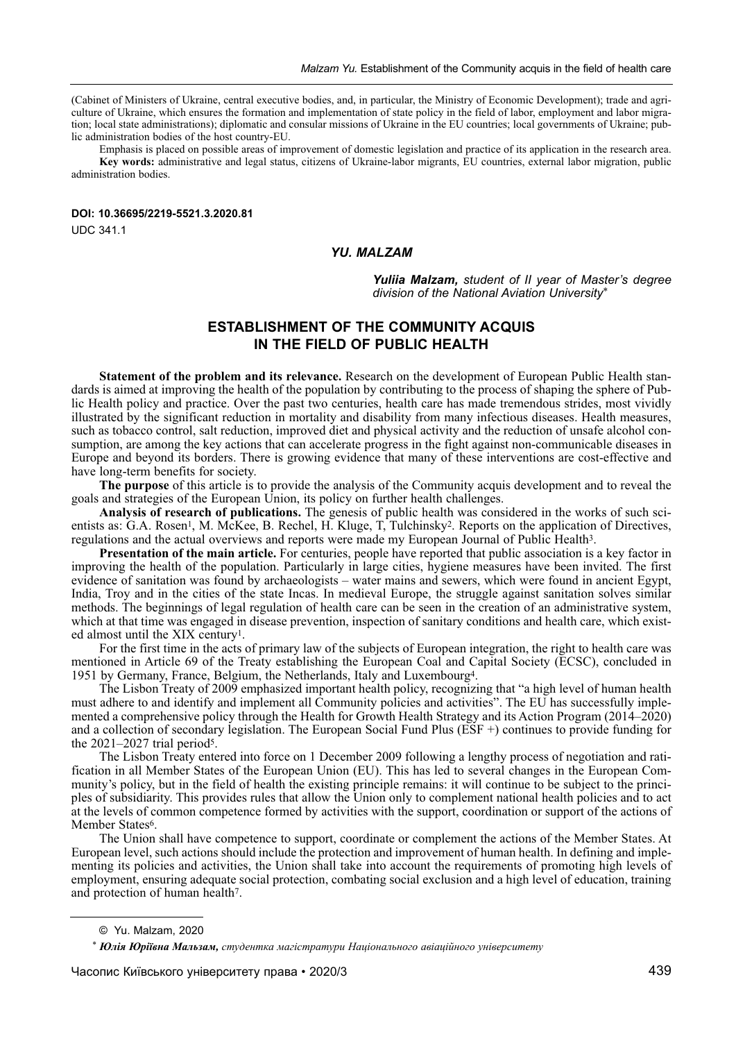(Cabinet of Ministers of Ukraine, central executive bodies, and, in particular, the Ministry of Economic Development); trade and agriculture of Ukraine, which ensures the formation and implementation of state policy in the field of labor, employment and labor migration; local state administrations); diplomatic and consular missions of Ukraine in the EU countries; local governments of Ukraine; public administration bodies of the host country-EU.

Emphasis is placed on possible areas of improvement of domestic legislation and practice of its application in the research area.

**Key words:** administrative and legal status, citizens of Ukraine-labor migrants, EU countries, external labor migration, public administration bodies.

**DOI: 10.36695/2219-5521.3.2020.81**

UDC 341.1

***YU. MALZAM***

***Yuliia Malzam,** student of II year of Master's degree division of the National Aviation University*[*]

## ESTABLISHMENT OF THE COMMUNITY ACQUIS IN THE FIELD OF PUBLIC HEALTH

**Statement of the problem and its relevance.** Research on the development of European Public Health standards is aimed at improving the health of the population by contributing to the process of shaping the sphere of Public Health policy and practice. Over the past two centuries, health care has made tremendous strides, most vividly illustrated by the significant reduction in mortality and disability from many infectious diseases. Health measures, such as tobacco control, salt reduction, improved diet and physical activity and the reduction of unsafe alcohol consumption, are among the key actions that can accelerate progress in the fight against non-communicable diseases in Europe and beyond its borders. There is growing evidence that many of these interventions are cost-effective and have long-term benefits for society.

**The purpose** of this article is to provide the analysis of the Community acquis development and to reveal the goals and strategies of the European Union, its policy on further health challenges.

**Analysis of research of publications.** The genesis of public health was considered in the works of such scientists as: G.A. Rosen[1], M. McKee, B. Rechel, H. Kluge, T, Tulchinsky[2]. Reports on the application of Directives, regulations and the actual overviews and reports were made my European Journal of Public Health[3].

**Presentation of the main article.** For centuries, people have reported that public association is a key factor in improving the health of the population. Particularly in large cities, hygiene measures have been invited. The first evidence of sanitation was found by archaeologists – water mains and sewers, which were found in ancient Egypt, India, Troy and in the cities of the state Incas. In medieval Europe, the struggle against sanitation solves similar methods. The beginnings of legal regulation of health care can be seen in the creation of an administrative system, which at that time was engaged in disease prevention, inspection of sanitary conditions and health care, which existed almost until the XIX century[1].

For the first time in the acts of primary law of the subjects of European integration, the right to health care was mentioned in Article 69 of the Treaty establishing the European Coal and Capital Society (ECSC), concluded in 1951 by Germany, France, Belgium, the Netherlands, Italy and Luxembourg[4].

The Lisbon Treaty of 2009 emphasized important health policy, recognizing that "a high level of human health must adhere to and identify and implement all Community policies and activities". The EU has successfully implemented a comprehensive policy through the Health for Growth Health Strategy and its Action Program (2014–2020) and a collection of secondary legislation. The European Social Fund Plus (ESF +) continues to provide funding for the 2021–2027 trial period[5].

The Lisbon Treaty entered into force on 1 December 2009 following a lengthy process of negotiation and ratification in all Member States of the European Union (EU). This has led to several changes in the European Community's policy, but in the field of health the existing principle remains: it will continue to be subject to the principles of subsidiarity. This provides rules that allow the Union only to complement national health policies and to act at the levels of common competence formed by activities with the support, coordination or support of the actions of Member States[6].

The Union shall have competence to support, coordinate or complement the actions of the Member States. At European level, such actions should include the protection and improvement of human health. In defining and implementing its policies and activities, the Union shall take into account the requirements of promoting high levels of employment, ensuring adequate social protection, combating social exclusion and a high level of education, training and protection of human health[7].

---

© Yu. Malzam, 2020

[*] ***Юлія Юріївна Мальзам,** студентка магістратури Національного авіаційного університету*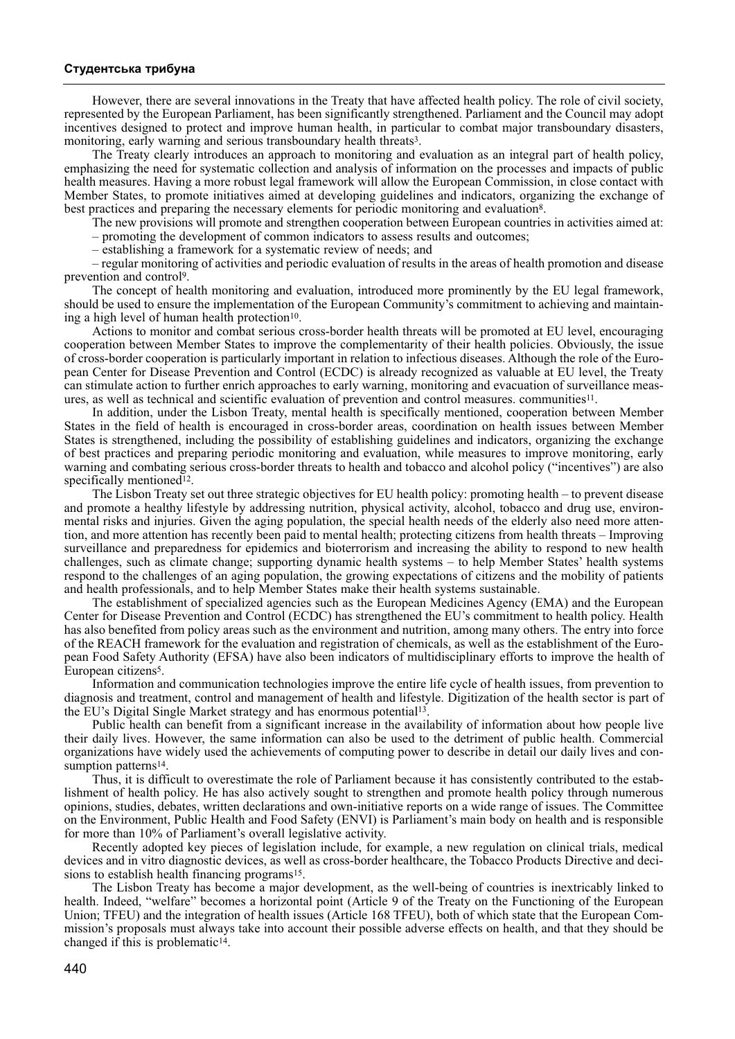However, there are several innovations in the Treaty that have affected health policy. The role of civil society, represented by the European Parliament, has been significantly strengthened. Parliament and the Council may adopt incentives designed to protect and improve human health, in particular to combat major transboundary disasters, monitoring, early warning and serious transboundary health threats[3].

The Treaty clearly introduces an approach to monitoring and evaluation as an integral part of health policy, emphasizing the need for systematic collection and analysis of information on the processes and impacts of public health measures. Having a more robust legal framework will allow the European Commission, in close contact with Member States, to promote initiatives aimed at developing guidelines and indicators, organizing the exchange of best practices and preparing the necessary elements for periodic monitoring and evaluation[8].

The new provisions will promote and strengthen cooperation between European countries in activities aimed at:

– promoting the development of common indicators to assess results and outcomes;

– establishing a framework for a systematic review of needs; and

– regular monitoring of activities and periodic evaluation of results in the areas of health promotion and disease prevention and control[9].

The concept of health monitoring and evaluation, introduced more prominently by the EU legal framework, should be used to ensure the implementation of the European Community's commitment to achieving and maintaining a high level of human health protection[10].

Actions to monitor and combat serious cross-border health threats will be promoted at EU level, encouraging cooperation between Member States to improve the complementarity of their health policies. Obviously, the issue of cross-border cooperation is particularly important in relation to infectious diseases. Although the role of the European Center for Disease Prevention and Control (ECDC) is already recognized as valuable at EU level, the Treaty can stimulate action to further enrich approaches to early warning, monitoring and evacuation of surveillance measures, as well as technical and scientific evaluation of prevention and control measures. communities[11].

In addition, under the Lisbon Treaty, mental health is specifically mentioned, cooperation between Member States in the field of health is encouraged in cross-border areas, coordination on health issues between Member States is strengthened, including the possibility of establishing guidelines and indicators, organizing the exchange of best practices and preparing periodic monitoring and evaluation, while measures to improve monitoring, early warning and combating serious cross-border threats to health and tobacco and alcohol policy ("incentives") are also specifically mentioned[12].

The Lisbon Treaty set out three strategic objectives for EU health policy: promoting health – to prevent disease and promote a healthy lifestyle by addressing nutrition, physical activity, alcohol, tobacco and drug use, environmental risks and injuries. Given the aging population, the special health needs of the elderly also need more attention, and more attention has recently been paid to mental health; protecting citizens from health threats – Improving surveillance and preparedness for epidemics and bioterrorism and increasing the ability to respond to new health challenges, such as climate change; supporting dynamic health systems – to help Member States' health systems respond to the challenges of an aging population, the growing expectations of citizens and the mobility of patients and health professionals, and to help Member States make their health systems sustainable.

The establishment of specialized agencies such as the European Medicines Agency (EMA) and the European Center for Disease Prevention and Control (ECDC) has strengthened the EU's commitment to health policy. Health has also benefited from policy areas such as the environment and nutrition, among many others. The entry into force of the REACH framework for the evaluation and registration of chemicals, as well as the establishment of the European Food Safety Authority (EFSA) have also been indicators of multidisciplinary efforts to improve the health of European citizens[5].

Information and communication technologies improve the entire life cycle of health issues, from prevention to diagnosis and treatment, control and management of health and lifestyle. Digitization of the health sector is part of the EU's Digital Single Market strategy and has enormous potential[13].

Public health can benefit from a significant increase in the availability of information about how people live their daily lives. However, the same information can also be used to the detriment of public health. Commercial organizations have widely used the achievements of computing power to describe in detail our daily lives and consumption patterns[14].

Thus, it is difficult to overestimate the role of Parliament because it has consistently contributed to the establishment of health policy. He has also actively sought to strengthen and promote health policy through numerous opinions, studies, debates, written declarations and own-initiative reports on a wide range of issues. The Committee on the Environment, Public Health and Food Safety (ENVI) is Parliament's main body on health and is responsible for more than 10% of Parliament's overall legislative activity.

Recently adopted key pieces of legislation include, for example, a new regulation on clinical trials, medical devices and in vitro diagnostic devices, as well as cross-border healthcare, the Tobacco Products Directive and decisions to establish health financing programs[15].

The Lisbon Treaty has become a major development, as the well-being of countries is inextricably linked to health. Indeed, "welfare" becomes a horizontal point (Article 9 of the Treaty on the Functioning of the European Union; TFEU) and the integration of health issues (Article 168 TFEU), both of which state that the European Commission's proposals must always take into account their possible adverse effects on health, and that they should be changed if this is problematic[14].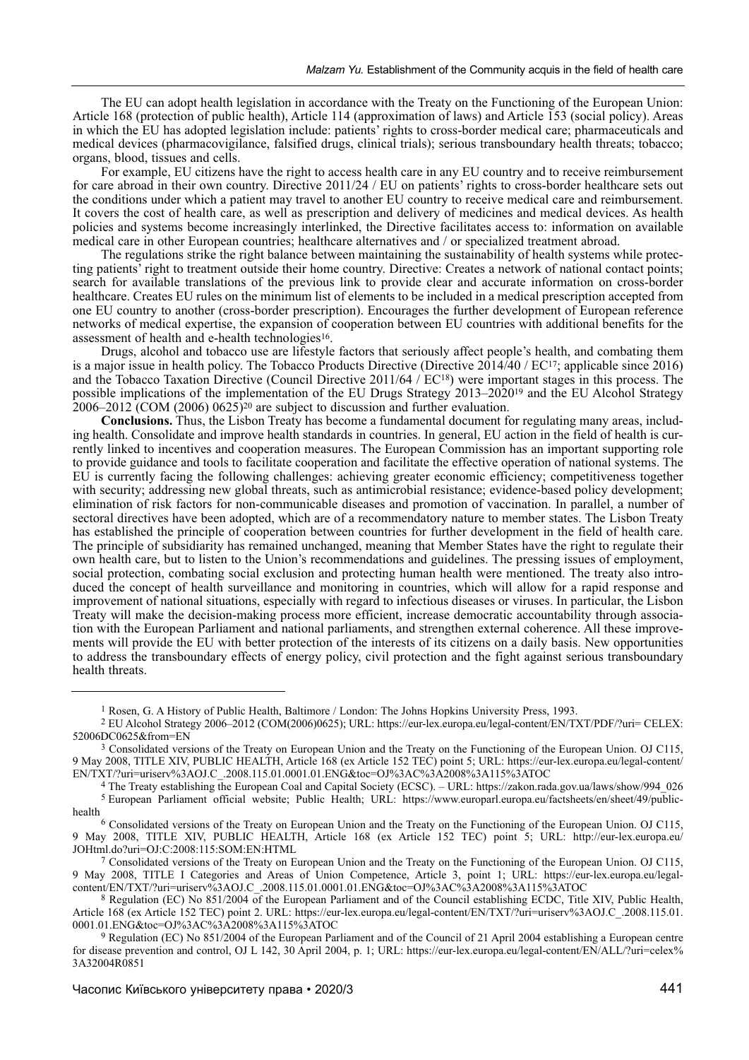The EU can adopt health legislation in accordance with the Treaty on the Functioning of the European Union: Article 168 (protection of public health), Article 114 (approximation of laws) and Article 153 (social policy). Areas in which the EU has adopted legislation include: patients' rights to cross-border medical care; pharmaceuticals and medical devices (pharmacovigilance, falsified drugs, clinical trials); serious transboundary health threats; tobacco; organs, blood, tissues and cells.

For example, EU citizens have the right to access health care in any EU country and to receive reimbursement for care abroad in their own country. Directive 2011/24 / EU on patients' rights to cross-border healthcare sets out the conditions under which a patient may travel to another EU country to receive medical care and reimbursement. It covers the cost of health care, as well as prescription and delivery of medicines and medical devices. As health policies and systems become increasingly interlinked, the Directive facilitates access to: information on available medical care in other European countries; healthcare alternatives and / or specialized treatment abroad.

The regulations strike the right balance between maintaining the sustainability of health systems while protecting patients' right to treatment outside their home country. Directive: Creates a network of national contact points; search for available translations of the previous link to provide clear and accurate information on cross-border healthcare. Creates EU rules on the minimum list of elements to be included in a medical prescription accepted from one EU country to another (cross-border prescription). Encourages the further development of European reference networks of medical expertise, the expansion of cooperation between EU countries with additional benefits for the assessment of health and e-health technologies[16].

Drugs, alcohol and tobacco use are lifestyle factors that seriously affect people's health, and combating them is a major issue in health policy. The Tobacco Products Directive (Directive 2014/40 / EC[17]; applicable since 2016) and the Tobacco Taxation Directive (Council Directive 2011/64 / EC[18]) were important stages in this process. The possible implications of the implementation of the EU Drugs Strategy 2013–2020[19] and the EU Alcohol Strategy 2006–2012 (COM (2006) 0625)[20] are subject to discussion and further evaluation.

**Conclusions.** Thus, the Lisbon Treaty has become a fundamental document for regulating many areas, including health. Consolidate and improve health standards in countries. In general, EU action in the field of health is currently linked to incentives and cooperation measures. The European Commission has an important supporting role to provide guidance and tools to facilitate cooperation and facilitate the effective operation of national systems. The EU is currently facing the following challenges: achieving greater economic efficiency; competitiveness together with security; addressing new global threats, such as antimicrobial resistance; evidence-based policy development; elimination of risk factors for non-communicable diseases and promotion of vaccination. In parallel, a number of sectoral directives have been adopted, which are of a recommendatory nature to member states. The Lisbon Treaty has established the principle of cooperation between countries for further development in the field of health care. The principle of subsidiarity has remained unchanged, meaning that Member States have the right to regulate their own health care, but to listen to the Union's recommendations and guidelines. The pressing issues of employment, social protection, combating social exclusion and protecting human health were mentioned. The treaty also introduced the concept of health surveillance and monitoring in countries, which will allow for a rapid response and improvement of national situations, especially with regard to infectious diseases or viruses. In particular, the Lisbon Treaty will make the decision-making process more efficient, increase democratic accountability through association with the European Parliament and national parliaments, and strengthen external coherence. All these improvements will provide the EU with better protection of the interests of its citizens on a daily basis. New opportunities to address the transboundary effects of energy policy, civil protection and the fight against serious transboundary health threats.

---

[1] Rosen, G. A History of Public Health, Baltimore / London: The Johns Hopkins University Press, 1993.

[2] EU Alcohol Strategy 2006–2012 (COM(2006)0625); URL: https://eur-lex.europa.eu/legal-content/EN/TXT/PDF/?uri= CELEX: 52006DC0625&from=EN

[3] Consolidated versions of the Treaty on European Union and the Treaty on the Functioning of the European Union. OJ C115, 9 May 2008, TITLE XIV, PUBLIC HEALTH, Article 168 (ex Article 152 TEC) point 5; URL: https://eur-lex.europa.eu/legal-content/EN/TXT/?uri=uriserv%3AOJ.C_.2008.115.01.0001.01.ENG&toc=OJ%3AC%3A2008%3A115%3ATOC

[4] The Treaty establishing the European Coal and Capital Society (ECSC). – URL: https://zakon.rada.gov.ua/laws/show/994_026

[5] European Parliament official website; Public Health; URL: https://www.europarl.europa.eu/factsheets/en/sheet/49/public-health

[6] Consolidated versions of the Treaty on European Union and the Treaty on the Functioning of the European Union. OJ C115, 9 May 2008, TITLE XIV, PUBLIC HEALTH, Article 168 (ex Article 152 TEC) point 5; URL: http://eur-lex.europa.eu/JOHtml.do?uri=OJ:C:2008:115:SOM:EN:HTML

[7] Consolidated versions of the Treaty on European Union and the Treaty on the Functioning of the European Union. OJ C115, 9 May 2008, TITLE I Categories and Areas of Union Competence, Article 3, point 1; URL: https://eur-lex.europa.eu/legal-content/EN/TXT/?uri=uriserv%3AOJ.C_.2008.115.01.0001.01.ENG&toc=OJ%3AC%3A2008%3A115%3ATOC

[8] Regulation (EC) No 851/2004 of the European Parliament and of the Council establishing ECDC, Title XIV, Public Health, Article 168 (ex Article 152 TEC) point 2. URL: https://eur-lex.europa.eu/legal-content/EN/TXT/?uri=uriserv%3AOJ.C_.2008.115.01.0001.01.ENG&toc=OJ%3AC%3A2008%3A115%3ATOC

[9] Regulation (EC) No 851/2004 of the European Parliament and of the Council of 21 April 2004 establishing a European centre for disease prevention and control, OJ L 142, 30 April 2004, p. 1; URL: https://eur-lex.europa.eu/legal-content/EN/ALL/?uri=celex%3A32004R0851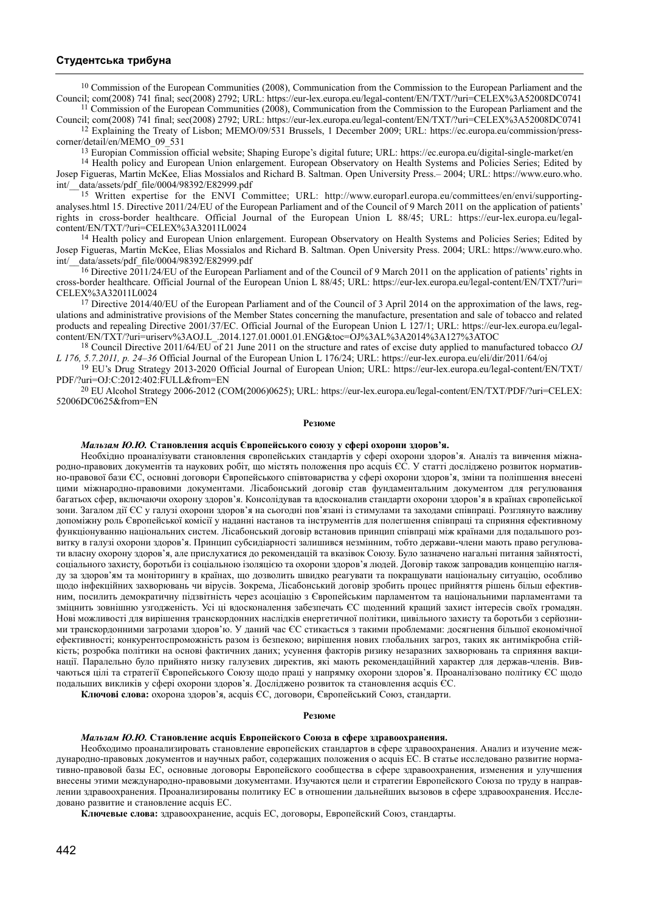[10] Commission of the European Communities (2008), Communication from the Commission to the European Parliament and the Council; com(2008) 741 final; sec(2008) 2792; URL: https://eur-lex.europa.eu/legal-content/EN/TXT/?uri=CELEX%3A52008DC0741

[11] Commission of the European Communities (2008), Communication from the Commission to the European Parliament and the Council; com(2008) 741 final; sec(2008) 2792; URL: https://eur-lex.europa.eu/legal-content/EN/TXT/?uri=CELEX%3A52008DC0741

[12] Explaining the Treaty of Lisbon; MEMO/09/531 Brussels, 1 December 2009; URL: https://ec.europa.eu/commission/presscorner/detail/en/MEMO_09_531

[13] Europian Commission official website; Shaping Europe's digital future; URL: https://ec.europa.eu/digital-single-market/en

[14] Health policy and European Union enlargement. European Observatory on Health Systems and Policies Series; Edited by Josep Figueras, Martin McKee, Elias Mossialos and Richard B. Saltman. Open University Press.– 2004; URL: https://www.euro.who.int/__data/assets/pdf_file/0004/98392/E82999.pdf

[15] Written expertise for the ENVI Committee; URL: http://www.europarl.europa.eu/committees/en/envi/supporting-analyses.html 15. Directive 2011/24/EU of the European Parliament and of the Council of 9 March 2011 on the application of patients' rights in cross-border healthcare. Official Journal of the European Union L 88/45; URL: https://eur-lex.europa.eu/legal-content/EN/TXT/?uri=CELEX%3A32011L0024

[14] Health policy and European Union enlargement. European Observatory on Health Systems and Policies Series; Edited by Josep Figueras, Martin McKee, Elias Mossialos and Richard B. Saltman. Open University Press. 2004; URL: https://www.euro.who.int/__data/assets/pdf_file/0004/98392/E82999.pdf

[16] Directive 2011/24/EU of the European Parliament and of the Council of 9 March 2011 on the application of patients' rights in cross-border healthcare. Official Journal of the European Union L 88/45; URL: https://eur-lex.europa.eu/legal-content/EN/TXT/?uri=CELEX%3A32011L0024

[17] Directive 2014/40/EU of the European Parliament and of the Council of 3 April 2014 on the approximation of the laws, regulations and administrative provisions of the Member States concerning the manufacture, presentation and sale of tobacco and related products and repealing Directive 2001/37/EC. Official Journal of the European Union L 127/1; URL: https://eur-lex.europa.eu/legal-content/EN/TXT/?uri=uriserv%3AOJ.L_.2014.127.01.0001.01.ENG&toc=OJ%3AL%3A2014%3A127%3ATOC

[18] Council Directive 2011/64/EU of 21 June 2011 on the structure and rates of excise duty applied to manufactured tobacco *OJ L 176, 5.7.2011, p. 24–36* Official Journal of the European Union L 176/24; URL: https://eur-lex.europa.eu/eli/dir/2011/64/oj

[19] EU's Drug Strategy 2013-2020 Official Journal of European Union; URL: https://eur-lex.europa.eu/legal-content/EN/TXT/PDF/?uri=OJ:C:2012:402:FULL&from=EN

[20] EU Alcohol Strategy 2006-2012 (COM(2006)0625); URL: https://eur-lex.europa.eu/legal-content/EN/TXT/PDF/?uri=CELEX:52006DC0625&from=EN

## Резюме

***Мальзам Ю.Ю.*** **Становлення acquis Європейського союзу у сфері охорони здоров'я.**

Необхідно проаналізувати становлення європейських стандартів у сфері охорони здоров'я. Аналіз та вивчення міжнародно-правових документів та наукових робіт, що містять положення про acquis ЄС. У статті досліджено розвиток нормативно-правової бази ЄС, основні договори Європейського співтовариства у сфері охорони здоров'я, зміни та поліпшення внесені цими міжнародно-правовими документами. Лісабонський договір став фундаментальним документом для регулювання багатьох сфер, включаючи охорону здоров'я. Консолідував та вдосконалив стандарти охорони здоров'я в країнах європейської зони. Загалом дії ЄС у галузі охорони здоров'я на сьогодні пов'язані із стимулами та заходами співпраці. Розглянуто важливу допоміжну роль Європейської комісії у наданні настанов та інструментів для полегшення співпраці та сприяння ефективному функціонуванню національних систем. Лісабонський договір встановив принцип співпраці між країнами для подальшого розвитку в галузі охорони здоров'я. Принцип субсидіарності залишився незмінним, тобто держави-члени мають право регулювати власну охорону здоров'я, але прислухатися до рекомендацій та вказівок Союзу. Було зазначено нагальні питання зайнятості, соціального захисту, боротьби із соціальною ізоляцією та охорони здоров'я людей. Договір також запровадив концепцію нагляду за здоров'ям та моніторингу в країнах, що дозволить швидко реагувати та покращувати національну ситуацію, особливо щодо інфекційних захворювань чи вірусів. Зокрема, Лісабонський договір зробить процес прийняття рішень більш ефективним, посилить демократичну підзвітність через асоціацію з Європейським парламентом та національними парламентами та зміцнить зовнішню узгодженість. Усі ці вдосконалення забезпечать ЄС щоденний кращий захист інтересів своїх громадян. Нові можливості для вирішення транскордонних наслідків енергетичної політики, цивільного захисту та боротьби з серйозними транскордонними загрозами здоров'ю. У даний час ЄС стикається з такими проблемами: досягнення більшої економічної ефективності; конкурентоспроможність разом із безпекою; вирішення нових глобальних загроз, таких як антимікробна стійкість; розробка політики на основі фактичних даних; усунення факторів ризику незаразних захворювань та сприяння вакцинації. Паралельно було прийнято низку галузевих директив, які мають рекомендаційний характер для держав-членів. Вивчаються цілі та стратегії Європейського Союзу щодо праці у напрямку охорони здоров'я. Проаналізовано політику ЄС щодо подальших викликів у сфері охорони здоров'я. Досліджено розвиток та становлення acquis ЄС.

**Ключові слова:** охорона здоров'я, acquis ЄС, договори, Європейський Союз, стандарти.

## Резюме

***Мальзам Ю.Ю.*** **Становление acquis Европейского Союза в сфере здравоохранения.**

Необходимо проанализировать становление европейских стандартов в сфере здравоохранения. Анализ и изучение международно-правовых документов и научных работ, содержащих положения о acquis ЕС. В статье исследовано развитие нормативно-правовой базы ЕС, основные договоры Европейского сообщества в сфере здравоохранения, изменения и улучшения внесены этими международно-правовыми документами. Изучаются цели и стратегии Европейского Союза по труду в направлении здравоохранения. Проанализированы политику ЕС в отношении дальнейших вызовов в сфере здравоохранения. Исследовано развитие и становление acquis ЕС.

**Ключевые слова:** здравоохранение, acquis ЕС, договоры, Европейский Союз, стандарты.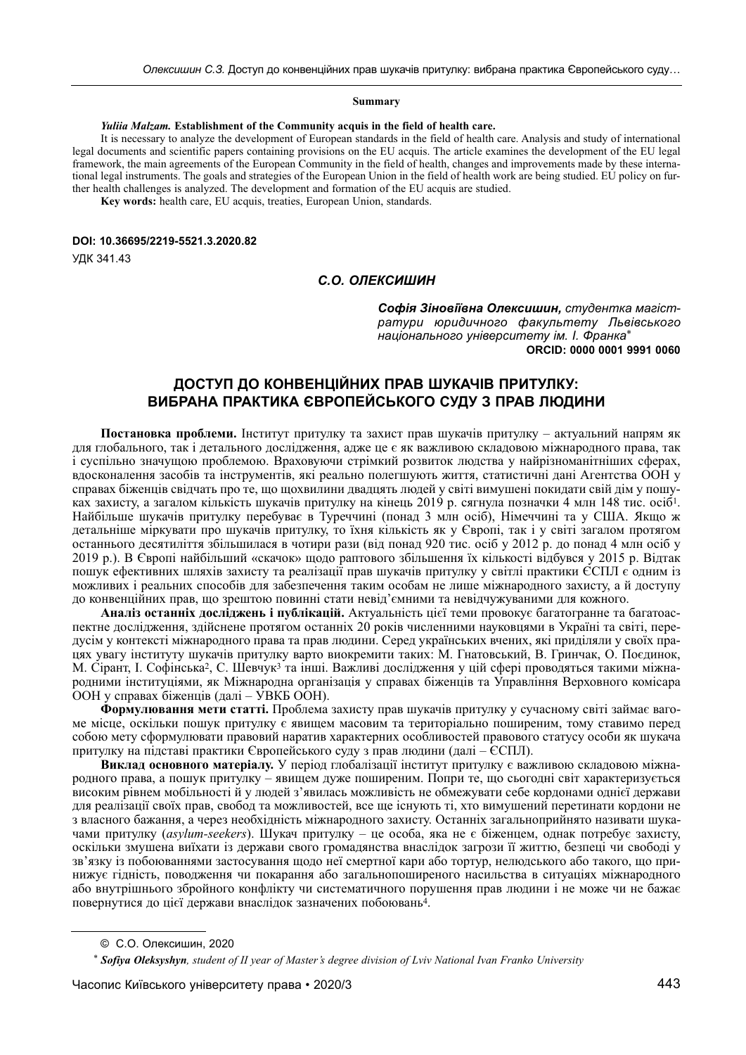**Summary**

***Yuliia Malzam.* Establishment of the Community acquis in the field of health care.**

It is necessary to analyze the development of European standards in the field of health care. Analysis and study of international legal documents and scientific papers containing provisions on the EU acquis. The article examines the development of the EU legal framework, the main agreements of the European Community in the field of health, changes and improvements made by these international legal instruments. The goals and strategies of the European Union in the field of health work are being studied. EU policy on further health challenges is analyzed. The development and formation of the EU acquis are studied.

**Key words:** health care, EU acquis, treaties, European Union, standards.

**DOI: 10.36695/2219-5521.3.2020.82**

УДК 341.43

***С.О. ОЛЕКСИШИН***

***Софія Зіновіївна Олексишин,*** *студентка магістратури юридичного факультету Львівського національного університету ім. І. Франка*[*]

**ORCID: 0000 0001 9991 0060**

## ДОСТУП ДО КОНВЕНЦІЙНИХ ПРАВ ШУКАЧІВ ПРИТУЛКУ: ВИБРАНА ПРАКТИКА ЄВРОПЕЙСЬКОГО СУДУ З ПРАВ ЛЮДИНИ

**Постановка проблеми.** Інститут притулку та захист прав шукачів притулку – актуальний напрям як для глобального, так і детального дослідження, адже це є як важливою складовою міжнародного права, так і суспільно значущою проблемою. Враховуючи стрімкий розвиток людства у найрізноманітніших сферах, вдосконалення засобів та інструментів, які реально полегшують життя, статистичні дані Агентства ООН у справах біженців свідчать про те, що щохвилини двадцять людей у світі вимушені покидати свій дім у пошуках захисту, а загалом кількість шукачів притулку на кінець 2019 р. сягнула позначки 4 млн 148 тис. осіб[1]. Найбільше шукачів притулку перебуває в Туреччині (понад 3 млн осіб), Німеччині та у США. Якщо ж детальніше міркувати про шукачів притулку, то їхня кількість як у Європі, так і у світі загалом протягом останнього десятиліття збільшилася в чотири рази (від понад 920 тис. осіб у 2012 р. до понад 4 млн осіб у 2019 р.). В Європі найбільший «скачок» щодо раптового збільшення їх кількості відбувся у 2015 р. Відтак пошук ефективних шляхів захисту та реалізації прав шукачів притулку у світлі практики ЄСПЛ є одним із можливих і реальних способів для забезпечення таким особам не лише міжнародного захисту, а й доступу до конвенційних прав, що зрештою повинні стати невід'ємними та невідчужуваними для кожного.

**Аналіз останніх досліджень і публікацій.** Актуальність цієї теми провокує багатогранне та багатоаспектне дослідження, здійснене протягом останніх 20 років численними науковцями в Україні та світі, передусім у контексті міжнародного права та прав людини. Серед українських вчених, які приділяли у своїх працях увагу інституту шукачів притулку варто виокремити таких: М. Гнатовський, В. Гринчак, О. Поєдинок, М. Сірант, І. Софінська[2], С. Шевчук[3] та інші. Важливі дослідження у цій сфері проводяться такими міжнародними інституціями, як Міжнародна організація у справах біженців та Управління Верховного комісара ООН у справах біженців (далі – УВКБ ООН).

**Формулювання мети статті.** Проблема захисту прав шукачів притулку у сучасному світі займає вагоме місце, оскільки пошук притулку є явищем масовим та територіально поширеним, тому ставимо перед собою мету сформулювати правовий наратив характерних особливостей правового статусу особи як шукача притулку на підставі практики Європейського суду з прав людини (далі – ЄСПЛ).

**Виклад основного матеріалу.** У період глобалізації інститут притулку є важливою складовою міжнародного права, а пошук притулку – явищем дуже поширеним. Попри те, що сьогодні світ характеризується високим рівнем мобільності й у людей з'явилась можливість не обмежувати себе кордонами однієї держави для реалізації своїх прав, свобод та можливостей, все ще існують ті, хто вимушений перетинати кордони не з власного бажання, а через необхідність міжнародного захисту. Останніх загальноприйнято називати шукачами притулку (*asylum-seekers*). Шукач притулку – це особа, яка не є біженцем, однак потребує захисту, оскільки змушена виїхати із держави свого громадянства внаслідок загрози її життю, безпеці чи свободі у зв'язку із побоюваннями застосування щодо неї смертної кари або тортур, нелюдського або такого, що принижує гідність, поводження чи покарання або загальнопоширеного насильства в ситуаціях міжнародного або внутрішнього збройного конфлікту чи систематичного порушення прав людини і не може чи не бажає повернутися до цієї держави внаслідок зазначених побоювань[4].

---

© С.О. Олексишин, 2020

[*] ***Sofiya Oleksyshyn****, student of II year of Master's degree division of Lviv National Ivan Franko University*